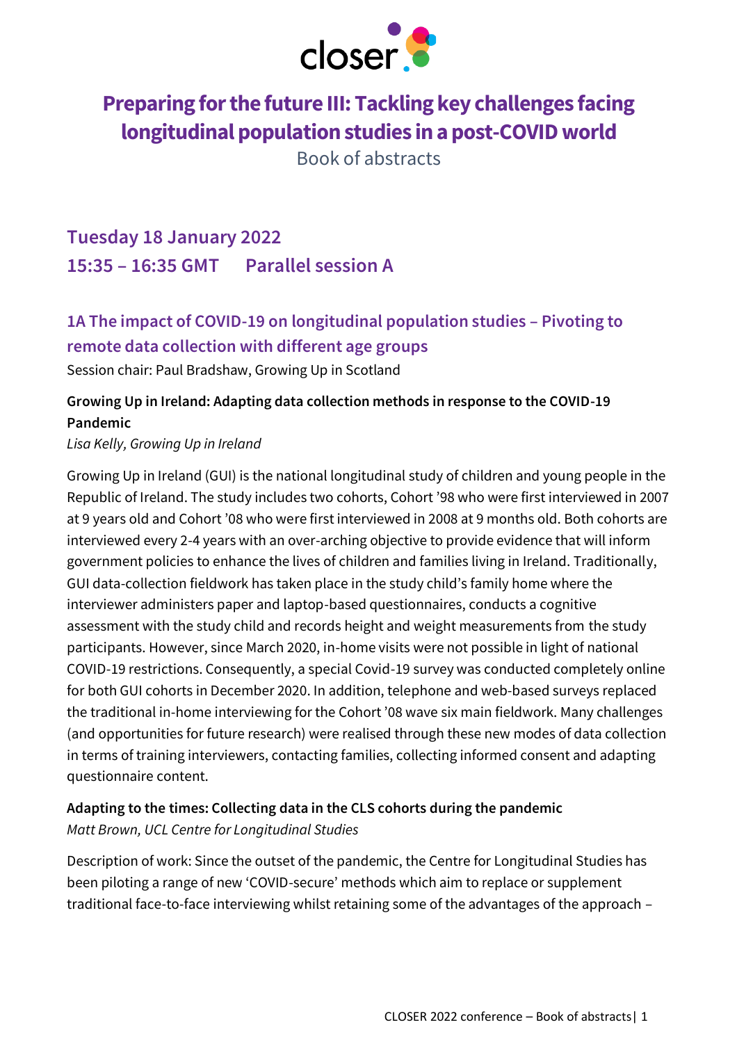closer

# Preparing for the future III: Tackling key challenges facing longitudinal population studies in a post-COVID world

Book of abstracts

## Tuesday 18 January 2022

## 15:35 – 16:35 GMT Parallel session A

### 1A The impact of COVID-19 on longitudinal population studies – Pivoting to remote data collection with different age groups

Session chair: Paul Bradshaw, Growing Up in Scotland

**Growing Up in Ireland: Adapting data collection methods in response to the COVID-19 Pandemic**

*Lisa Kelly, Growing Up in Ireland*

Growing Up in Ireland (GUI) is the national longitudinal study of children and young people in the Republic of Ireland. The study includes two cohorts, Cohort '98 who were first interviewed in 2007 at 9 years old and Cohort '08 who were first interviewed in 2008 at 9 months old. Both cohorts are interviewed every 2-4 years with an over-arching objective to provide evidence that will inform government policies to enhance the lives of children and families living in Ireland. Traditionally, GUI data-collection fieldwork has taken place in the study child's family home where the interviewer administers paper and laptop-based questionnaires, conducts a cognitive assessment with the study child and records height and weight measurements from the study participants. However, since March 2020, in-home visits were not possible in light of national COVID-19 restrictions. Consequently, a special Covid-19 survey was conducted completely online for both GUI cohorts in December 2020. In addition, telephone and web-based surveys replaced the traditional in-home interviewing for the Cohort '08 wave six main fieldwork. Many challenges (and opportunities for future research) were realised through these new modes of data collection in terms of training interviewers, contacting families, collecting informed consent and adapting questionnaire content.

**Adapting to the times: Collecting data in the CLS cohorts during the pandemic**

*Matt Brown, UCL Centre for Longitudinal Studies*

Description of work: Since the outset of the pandemic, the Centre for Longitudinal Studies has been piloting a range of new 'COVID-secure' methods which aim to replace or supplement traditional face-to-face interviewing whilst retaining some of the advantages of the approach –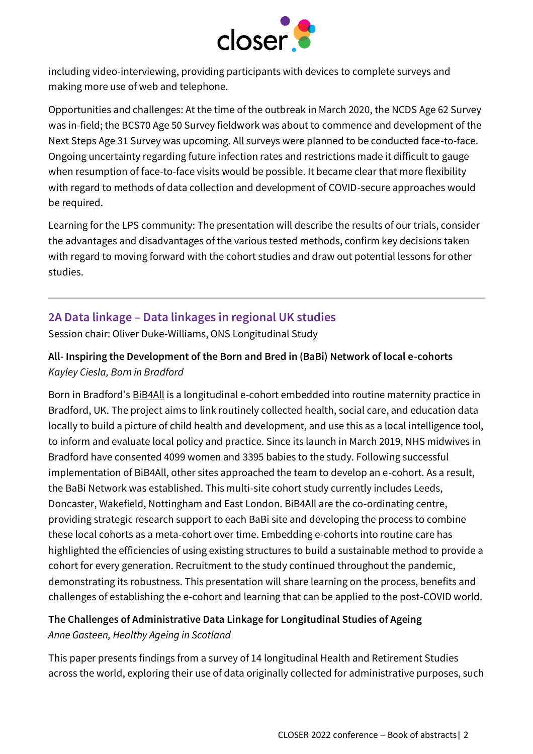including video-interviewing, providing participants with devices to complete surveys and making more use of web and telephone.

Opportunities and challenges: At the time of the outbreak in March 2020, the NCDS Age 62 Survey was in-field; the BCS70 Age 50 Survey fieldwork was about to commence and development of the Next Steps Age 31 Survey was upcoming. All surveys were planned to be conducted face-to-face. Ongoing uncertainty regarding future infection rates and restrictions made it difficult to gauge when resumption of face-to-face visits would be possible. It became clear that more flexibility with regard to methods of data collection and development of COVID-secure approaches would be required.

Learning for the LPS community: The presentation will describe the results of our trials, consider the advantages and disadvantages of the various tested methods, confirm key decisions taken with regard to moving forward with the cohort studies and draw out potential lessons for other studies.

---

## 2A Data linkage – Data linkages in regional UK studies

Session chair: Oliver Duke-Williams, ONS Longitudinal Study

**All- Inspiring the Development of the Born and Bred in (BaBi) Network of local e-cohorts**

*Kayley Ciesla, Born in Bradford*

Born in Bradford's BiB4All is a longitudinal e-cohort embedded into routine maternity practice in Bradford, UK. The project aims to link routinely collected health, social care, and education data locally to build a picture of child health and development, and use this as a local intelligence tool, to inform and evaluate local policy and practice. Since its launch in March 2019, NHS midwives in Bradford have consented 4099 women and 3395 babies to the study. Following successful implementation of BiB4All, other sites approached the team to develop an e-cohort. As a result, the BaBi Network was established. This multi-site cohort study currently includes Leeds, Doncaster, Wakefield, Nottingham and East London. BiB4All are the co-ordinating centre, providing strategic research support to each BaBi site and developing the process to combine these local cohorts as a meta-cohort over time. Embedding e-cohorts into routine care has highlighted the efficiencies of using existing structures to build a sustainable method to provide a cohort for every generation. Recruitment to the study continued throughout the pandemic, demonstrating its robustness. This presentation will share learning on the process, benefits and challenges of establishing the e-cohort and learning that can be applied to the post-COVID world.

**The Challenges of Administrative Data Linkage for Longitudinal Studies of Ageing**

*Anne Gasteen, Healthy Ageing in Scotland*

This paper presents findings from a survey of 14 longitudinal Health and Retirement Studies across the world, exploring their use of data originally collected for administrative purposes, such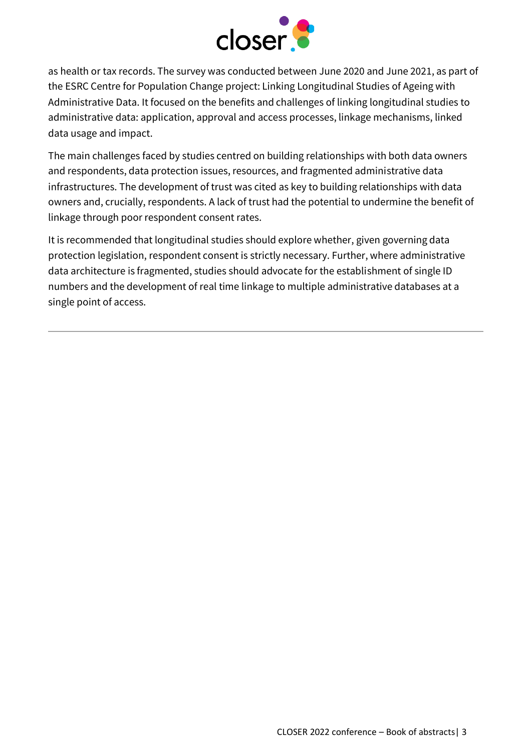as health or tax records. The survey was conducted between June 2020 and June 2021, as part of the ESRC Centre for Population Change project: Linking Longitudinal Studies of Ageing with Administrative Data. It focused on the benefits and challenges of linking longitudinal studies to administrative data: application, approval and access processes, linkage mechanisms, linked data usage and impact.

The main challenges faced by studies centred on building relationships with both data owners and respondents, data protection issues, resources, and fragmented administrative data infrastructures. The development of trust was cited as key to building relationships with data owners and, crucially, respondents. A lack of trust had the potential to undermine the benefit of linkage through poor respondent consent rates.

It is recommended that longitudinal studies should explore whether, given governing data protection legislation, respondent consent is strictly necessary. Further, where administrative data architecture is fragmented, studies should advocate for the establishment of single ID numbers and the development of real time linkage to multiple administrative databases at a single point of access.

---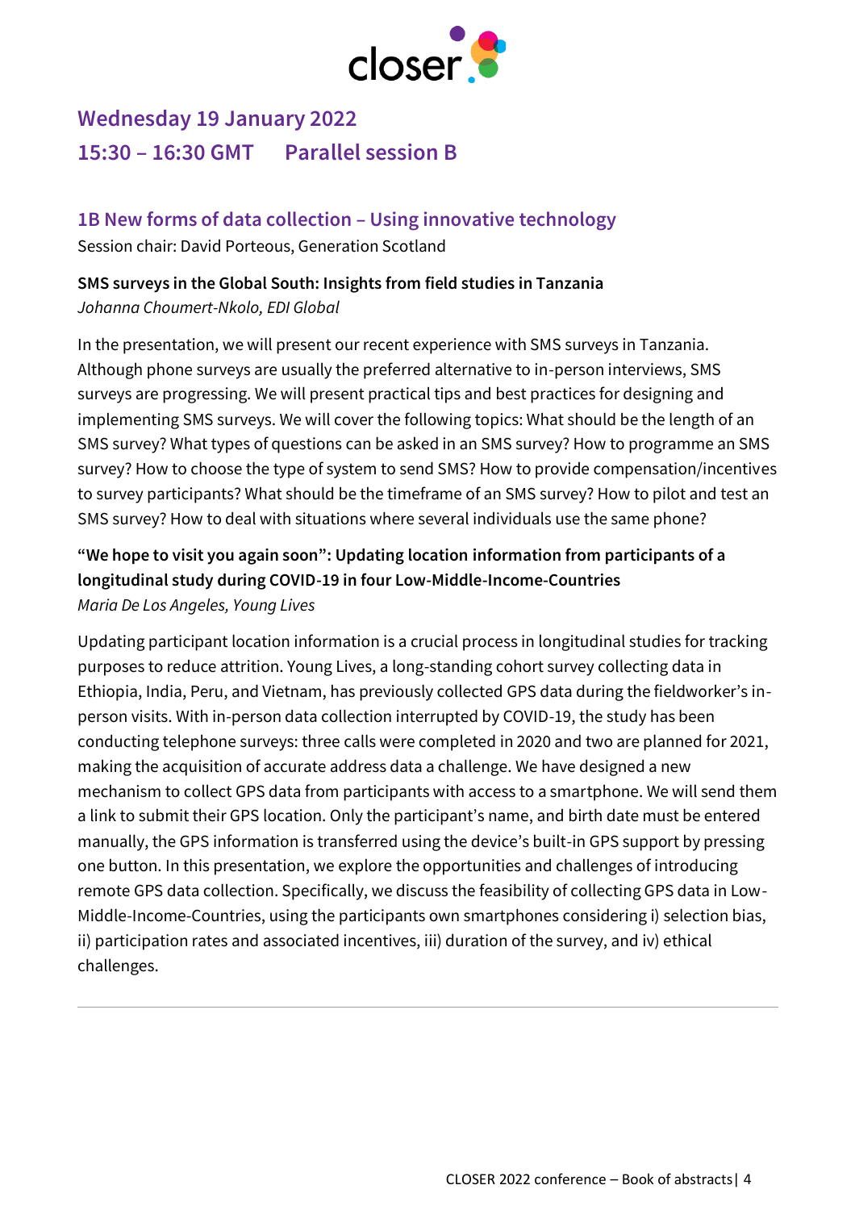## Wednesday 19 January 2022

## 15:30 – 16:30 GMT Parallel session B

### 1B New forms of data collection – Using innovative technology

Session chair: David Porteous, Generation Scotland

**SMS surveys in the Global South: Insights from field studies in Tanzania**

*Johanna Choumert-Nkolo, EDI Global*

In the presentation, we will present our recent experience with SMS surveys in Tanzania. Although phone surveys are usually the preferred alternative to in-person interviews, SMS surveys are progressing. We will present practical tips and best practices for designing and implementing SMS surveys. We will cover the following topics: What should be the length of an SMS survey? What types of questions can be asked in an SMS survey? How to programme an SMS survey? How to choose the type of system to send SMS? How to provide compensation/incentives to survey participants? What should be the timeframe of an SMS survey? How to pilot and test an SMS survey? How to deal with situations where several individuals use the same phone?

**"We hope to visit you again soon": Updating location information from participants of a longitudinal study during COVID-19 in four Low-Middle-Income-Countries**

*Maria De Los Angeles, Young Lives*

Updating participant location information is a crucial process in longitudinal studies for tracking purposes to reduce attrition. Young Lives, a long-standing cohort survey collecting data in Ethiopia, India, Peru, and Vietnam, has previously collected GPS data during the fieldworker's in-person visits. With in-person data collection interrupted by COVID-19, the study has been conducting telephone surveys: three calls were completed in 2020 and two are planned for 2021, making the acquisition of accurate address data a challenge. We have designed a new mechanism to collect GPS data from participants with access to a smartphone. We will send them a link to submit their GPS location. Only the participant's name, and birth date must be entered manually, the GPS information is transferred using the device's built-in GPS support by pressing one button. In this presentation, we explore the opportunities and challenges of introducing remote GPS data collection. Specifically, we discuss the feasibility of collecting GPS data in Low-Middle-Income-Countries, using the participants own smartphones considering i) selection bias, ii) participation rates and associated incentives, iii) duration of the survey, and iv) ethical challenges.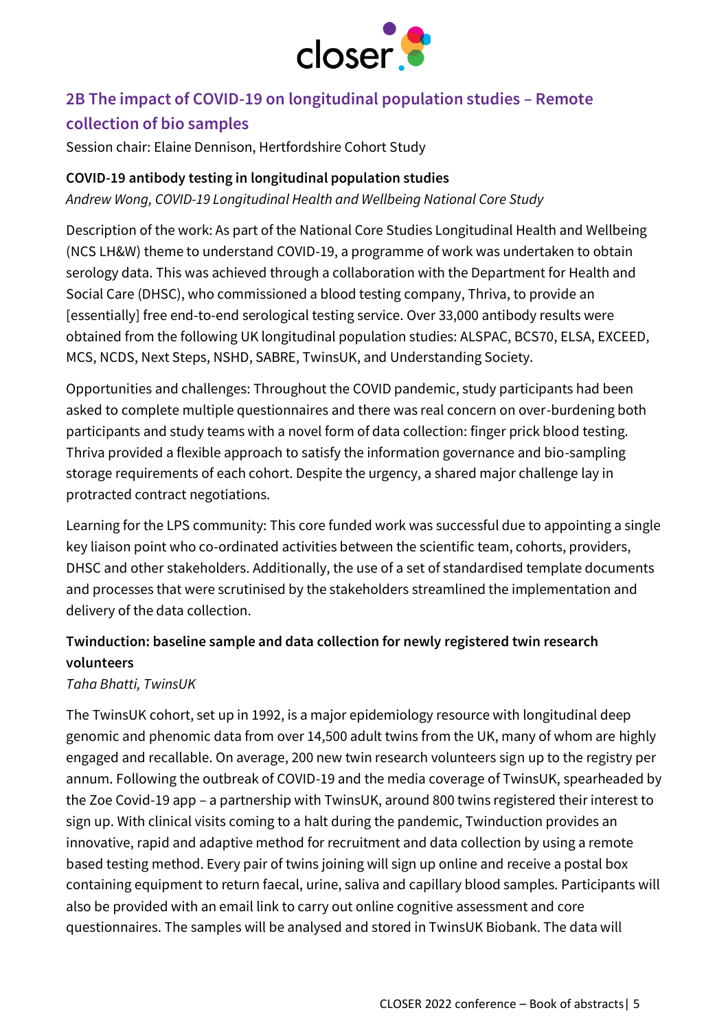## 2B The impact of COVID-19 on longitudinal population studies – Remote collection of bio samples

Session chair: Elaine Dennison, Hertfordshire Cohort Study

**COVID-19 antibody testing in longitudinal population studies**

*Andrew Wong, COVID-19 Longitudinal Health and Wellbeing National Core Study*

Description of the work: As part of the National Core Studies Longitudinal Health and Wellbeing (NCS LH&W) theme to understand COVID-19, a programme of work was undertaken to obtain serology data. This was achieved through a collaboration with the Department for Health and Social Care (DHSC), who commissioned a blood testing company, Thriva, to provide an [essentially] free end-to-end serological testing service. Over 33,000 antibody results were obtained from the following UK longitudinal population studies: ALSPAC, BCS70, ELSA, EXCEED, MCS, NCDS, Next Steps, NSHD, SABRE, TwinsUK, and Understanding Society.

Opportunities and challenges: Throughout the COVID pandemic, study participants had been asked to complete multiple questionnaires and there was real concern on over-burdening both participants and study teams with a novel form of data collection: finger prick blood testing. Thriva provided a flexible approach to satisfy the information governance and bio-sampling storage requirements of each cohort. Despite the urgency, a shared major challenge lay in protracted contract negotiations.

Learning for the LPS community: This core funded work was successful due to appointing a single key liaison point who co-ordinated activities between the scientific team, cohorts, providers, DHSC and other stakeholders. Additionally, the use of a set of standardised template documents and processes that were scrutinised by the stakeholders streamlined the implementation and delivery of the data collection.

**Twinduction: baseline sample and data collection for newly registered twin research volunteers**

*Taha Bhatti, TwinsUK*

The TwinsUK cohort, set up in 1992, is a major epidemiology resource with longitudinal deep genomic and phenomic data from over 14,500 adult twins from the UK, many of whom are highly engaged and recallable. On average, 200 new twin research volunteers sign up to the registry per annum. Following the outbreak of COVID-19 and the media coverage of TwinsUK, spearheaded by the Zoe Covid-19 app – a partnership with TwinsUK, around 800 twins registered their interest to sign up. With clinical visits coming to a halt during the pandemic, Twinduction provides an innovative, rapid and adaptive method for recruitment and data collection by using a remote based testing method. Every pair of twins joining will sign up online and receive a postal box containing equipment to return faecal, urine, saliva and capillary blood samples. Participants will also be provided with an email link to carry out online cognitive assessment and core questionnaires. The samples will be analysed and stored in TwinsUK Biobank. The data will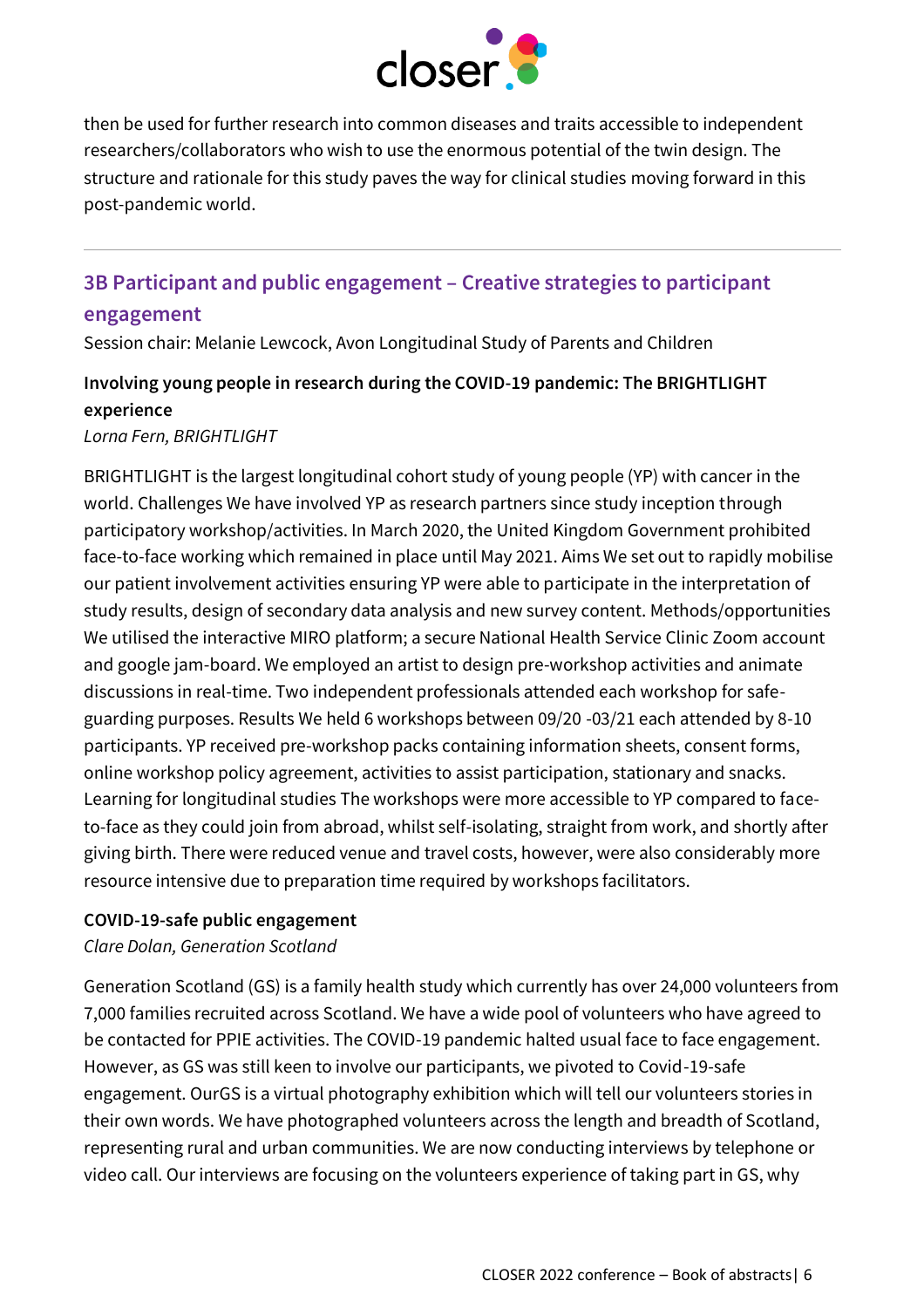then be used for further research into common diseases and traits accessible to independent researchers/collaborators who wish to use the enormous potential of the twin design. The structure and rationale for this study paves the way for clinical studies moving forward in this post-pandemic world.

---

## 3B Participant and public engagement – Creative strategies to participant engagement

Session chair: Melanie Lewcock, Avon Longitudinal Study of Parents and Children

### Involving young people in research during the COVID-19 pandemic: The BRIGHTLIGHT experience

*Lorna Fern, BRIGHTLIGHT*

BRIGHTLIGHT is the largest longitudinal cohort study of young people (YP) with cancer in the world. Challenges We have involved YP as research partners since study inception through participatory workshop/activities. In March 2020, the United Kingdom Government prohibited face-to-face working which remained in place until May 2021. Aims We set out to rapidly mobilise our patient involvement activities ensuring YP were able to participate in the interpretation of study results, design of secondary data analysis and new survey content. Methods/opportunities We utilised the interactive MIRO platform; a secure National Health Service Clinic Zoom account and google jam-board. We employed an artist to design pre-workshop activities and animate discussions in real-time. Two independent professionals attended each workshop for safe-guarding purposes. Results We held 6 workshops between 09/20 -03/21 each attended by 8-10 participants. YP received pre-workshop packs containing information sheets, consent forms, online workshop policy agreement, activities to assist participation, stationary and snacks. Learning for longitudinal studies The workshops were more accessible to YP compared to face-to-face as they could join from abroad, whilst self-isolating, straight from work, and shortly after giving birth. There were reduced venue and travel costs, however, were also considerably more resource intensive due to preparation time required by workshops facilitators.

### COVID-19-safe public engagement

*Clare Dolan, Generation Scotland*

Generation Scotland (GS) is a family health study which currently has over 24,000 volunteers from 7,000 families recruited across Scotland. We have a wide pool of volunteers who have agreed to be contacted for PPIE activities. The COVID-19 pandemic halted usual face to face engagement. However, as GS was still keen to involve our participants, we pivoted to Covid-19-safe engagement. OurGS is a virtual photography exhibition which will tell our volunteers stories in their own words. We have photographed volunteers across the length and breadth of Scotland, representing rural and urban communities. We are now conducting interviews by telephone or video call. Our interviews are focusing on the volunteers experience of taking part in GS, why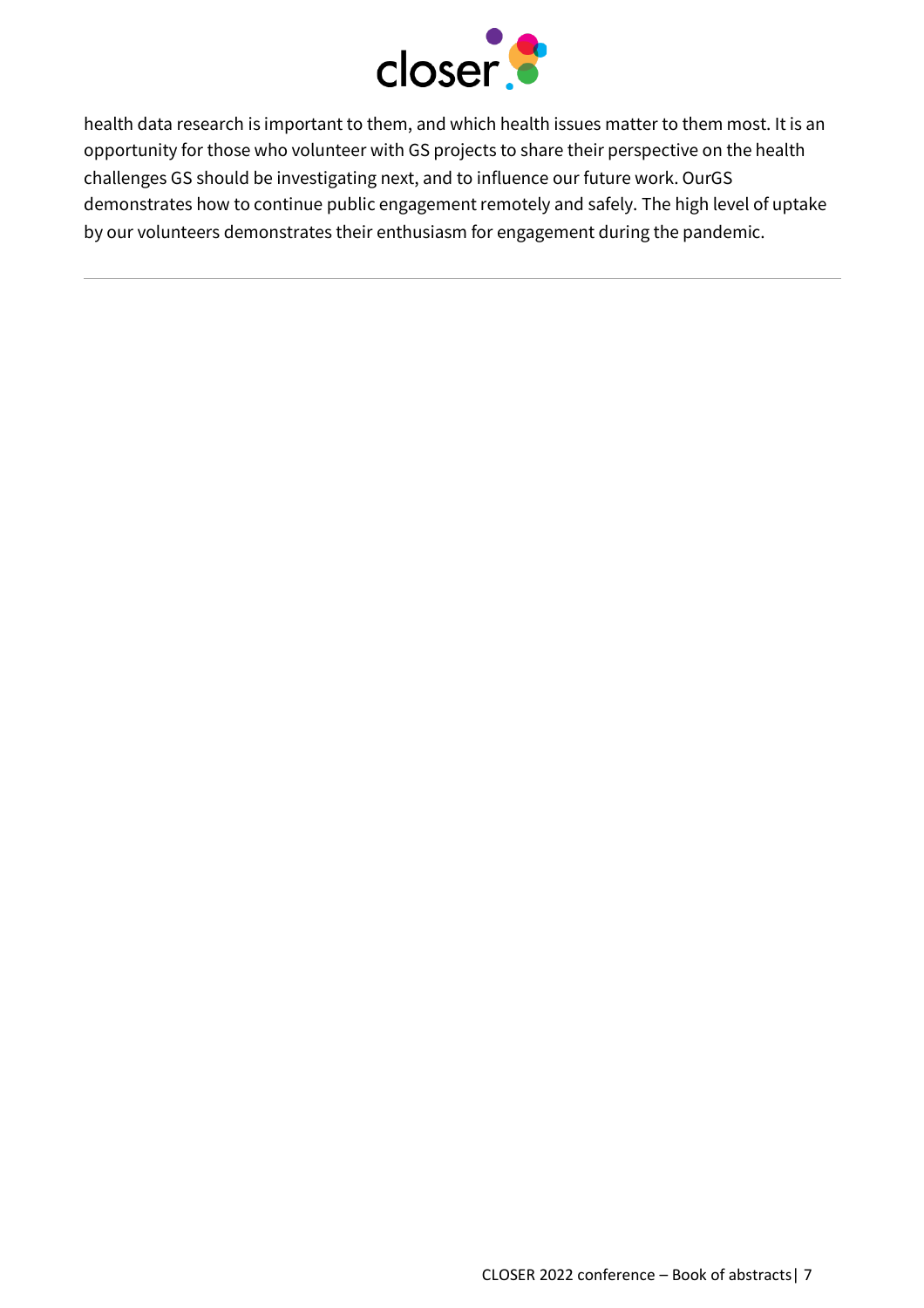health data research is important to them, and which health issues matter to them most. It is an opportunity for those who volunteer with GS projects to share their perspective on the health challenges GS should be investigating next, and to influence our future work. OurGS demonstrates how to continue public engagement remotely and safely. The high level of uptake by our volunteers demonstrates their enthusiasm for engagement during the pandemic.

---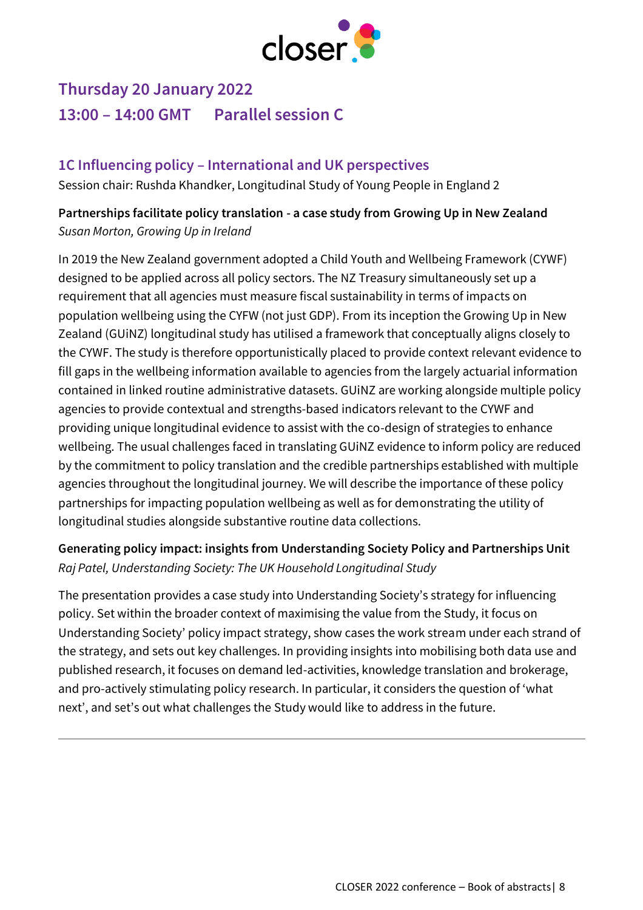## Thursday 20 January 2022

## 13:00 – 14:00 GMT Parallel session C

### 1C Influencing policy – International and UK perspectives

Session chair: Rushda Khandker, Longitudinal Study of Young People in England 2

**Partnerships facilitate policy translation - a case study from Growing Up in New Zealand**
*Susan Morton, Growing Up in Ireland*

In 2019 the New Zealand government adopted a Child Youth and Wellbeing Framework (CYWF) designed to be applied across all policy sectors. The NZ Treasury simultaneously set up a requirement that all agencies must measure fiscal sustainability in terms of impacts on population wellbeing using the CYFW (not just GDP). From its inception the Growing Up in New Zealand (GUiNZ) longitudinal study has utilised a framework that conceptually aligns closely to the CYWF. The study is therefore opportunistically placed to provide context relevant evidence to fill gaps in the wellbeing information available to agencies from the largely actuarial information contained in linked routine administrative datasets. GUiNZ are working alongside multiple policy agencies to provide contextual and strengths-based indicators relevant to the CYWF and providing unique longitudinal evidence to assist with the co-design of strategies to enhance wellbeing. The usual challenges faced in translating GUiNZ evidence to inform policy are reduced by the commitment to policy translation and the credible partnerships established with multiple agencies throughout the longitudinal journey. We will describe the importance of these policy partnerships for impacting population wellbeing as well as for demonstrating the utility of longitudinal studies alongside substantive routine data collections.

**Generating policy impact: insights from Understanding Society Policy and Partnerships Unit**
*Raj Patel, Understanding Society: The UK Household Longitudinal Study*

The presentation provides a case study into Understanding Society's strategy for influencing policy. Set within the broader context of maximising the value from the Study, it focus on Understanding Society' policy impact strategy, show cases the work stream under each strand of the strategy, and sets out key challenges. In providing insights into mobilising both data use and published research, it focuses on demand led-activities, knowledge translation and brokerage, and pro-actively stimulating policy research. In particular, it considers the question of 'what next', and set's out what challenges the Study would like to address in the future.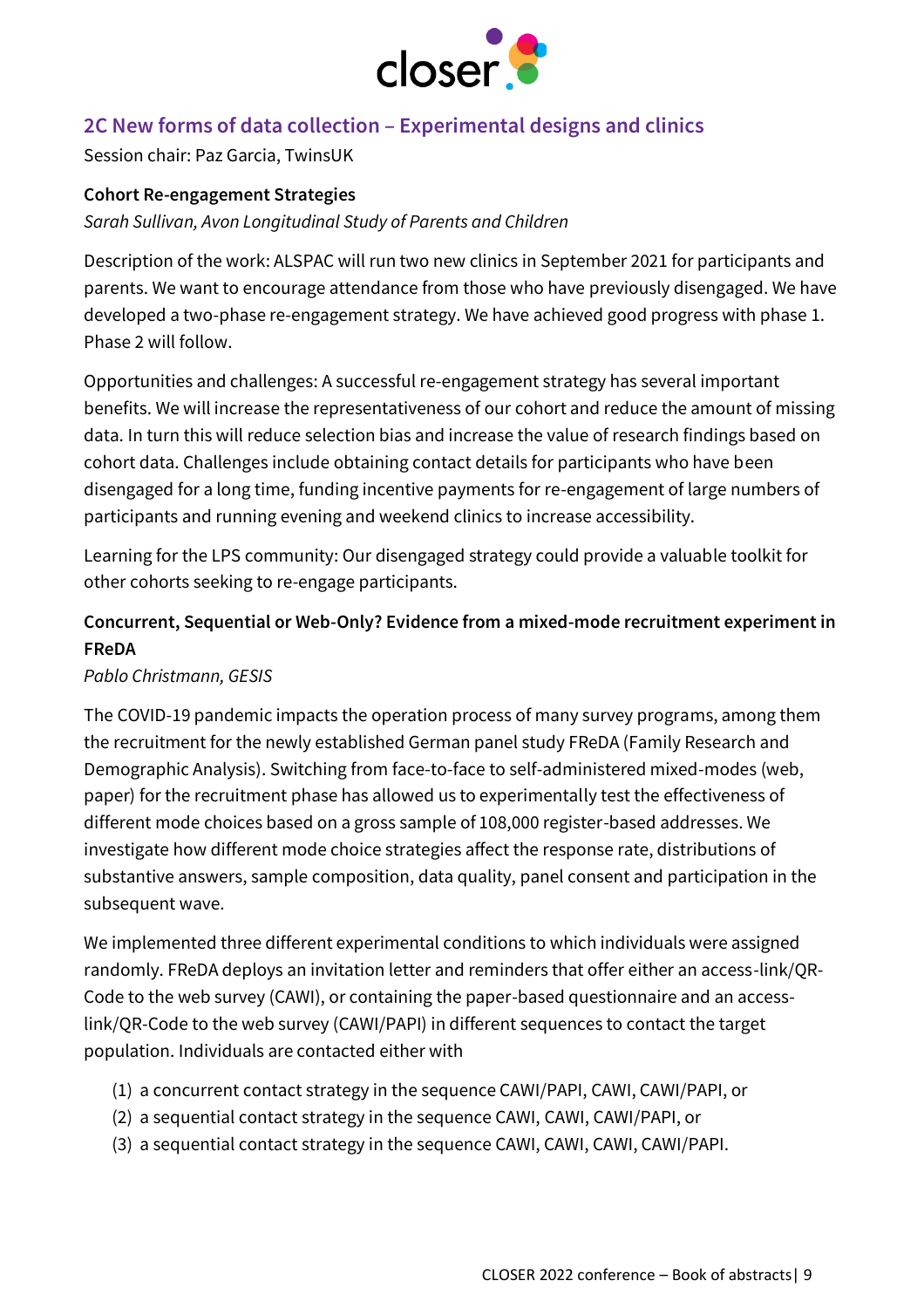## 2C New forms of data collection – Experimental designs and clinics

Session chair: Paz Garcia, TwinsUK

### Cohort Re-engagement Strategies

*Sarah Sullivan, Avon Longitudinal Study of Parents and Children*

Description of the work: ALSPAC will run two new clinics in September 2021 for participants and parents. We want to encourage attendance from those who have previously disengaged. We have developed a two-phase re-engagement strategy. We have achieved good progress with phase 1. Phase 2 will follow.

Opportunities and challenges: A successful re-engagement strategy has several important benefits. We will increase the representativeness of our cohort and reduce the amount of missing data. In turn this will reduce selection bias and increase the value of research findings based on cohort data. Challenges include obtaining contact details for participants who have been disengaged for a long time, funding incentive payments for re-engagement of large numbers of participants and running evening and weekend clinics to increase accessibility.

Learning for the LPS community: Our disengaged strategy could provide a valuable toolkit for other cohorts seeking to re-engage participants.

### Concurrent, Sequential or Web-Only? Evidence from a mixed-mode recruitment experiment in FReDA

*Pablo Christmann, GESIS*

The COVID-19 pandemic impacts the operation process of many survey programs, among them the recruitment for the newly established German panel study FReDA (Family Research and Demographic Analysis). Switching from face-to-face to self-administered mixed-modes (web, paper) for the recruitment phase has allowed us to experimentally test the effectiveness of different mode choices based on a gross sample of 108,000 register-based addresses. We investigate how different mode choice strategies affect the response rate, distributions of substantive answers, sample composition, data quality, panel consent and participation in the subsequent wave.

We implemented three different experimental conditions to which individuals were assigned randomly. FReDA deploys an invitation letter and reminders that offer either an access-link/QR-Code to the web survey (CAWI), or containing the paper-based questionnaire and an access-link/QR-Code to the web survey (CAWI/PAPI) in different sequences to contact the target population. Individuals are contacted either with

1. a concurrent contact strategy in the sequence CAWI/PAPI, CAWI, CAWI/PAPI, or
2. a sequential contact strategy in the sequence CAWI, CAWI, CAWI/PAPI, or
3. a sequential contact strategy in the sequence CAWI, CAWI, CAWI, CAWI/PAPI.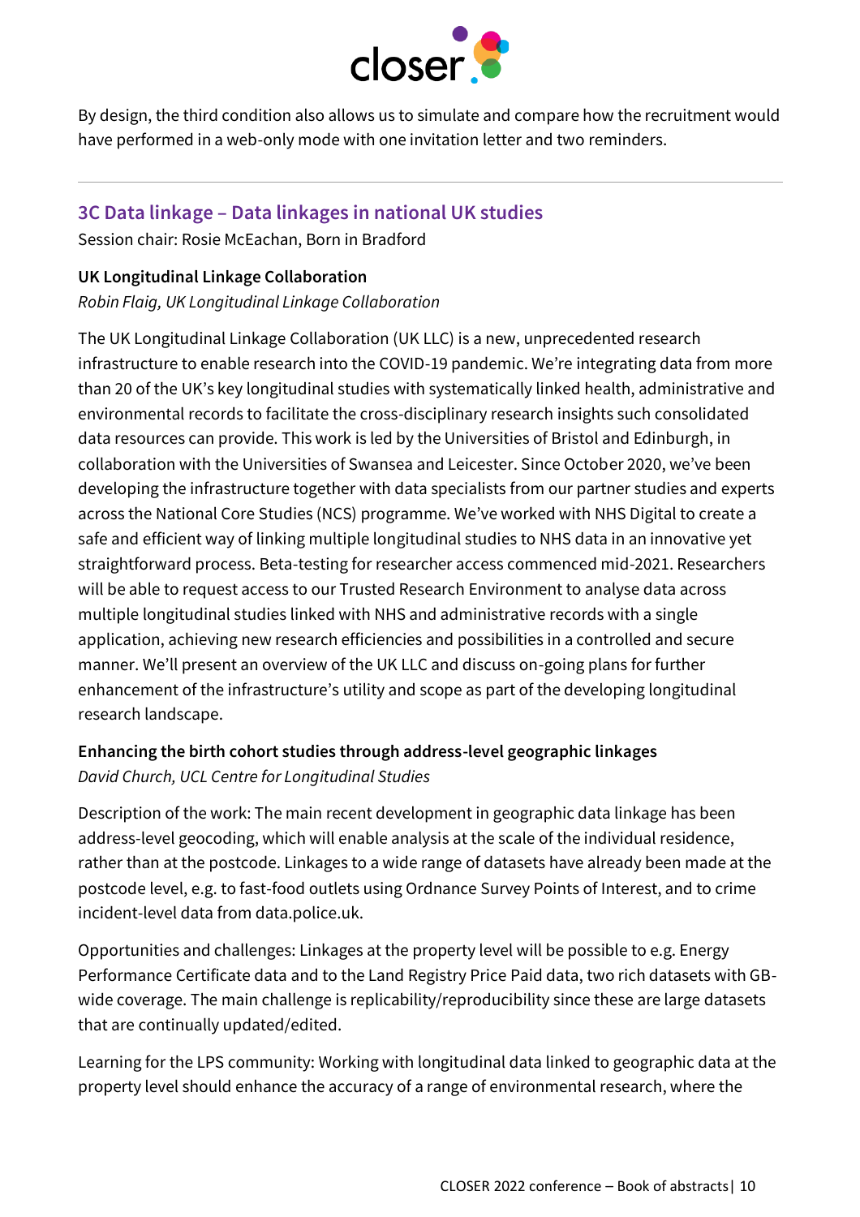By design, the third condition also allows us to simulate and compare how the recruitment would have performed in a web-only mode with one invitation letter and two reminders.

---

## 3C Data linkage – Data linkages in national UK studies

Session chair: Rosie McEachan, Born in Bradford

**UK Longitudinal Linkage Collaboration**

*Robin Flaig, UK Longitudinal Linkage Collaboration*

The UK Longitudinal Linkage Collaboration (UK LLC) is a new, unprecedented research infrastructure to enable research into the COVID-19 pandemic. We're integrating data from more than 20 of the UK's key longitudinal studies with systematically linked health, administrative and environmental records to facilitate the cross-disciplinary research insights such consolidated data resources can provide. This work is led by the Universities of Bristol and Edinburgh, in collaboration with the Universities of Swansea and Leicester. Since October 2020, we've been developing the infrastructure together with data specialists from our partner studies and experts across the National Core Studies (NCS) programme. We've worked with NHS Digital to create a safe and efficient way of linking multiple longitudinal studies to NHS data in an innovative yet straightforward process. Beta-testing for researcher access commenced mid-2021. Researchers will be able to request access to our Trusted Research Environment to analyse data across multiple longitudinal studies linked with NHS and administrative records with a single application, achieving new research efficiencies and possibilities in a controlled and secure manner. We'll present an overview of the UK LLC and discuss on-going plans for further enhancement of the infrastructure's utility and scope as part of the developing longitudinal research landscape.

**Enhancing the birth cohort studies through address-level geographic linkages**

*David Church, UCL Centre for Longitudinal Studies*

Description of the work: The main recent development in geographic data linkage has been address-level geocoding, which will enable analysis at the scale of the individual residence, rather than at the postcode. Linkages to a wide range of datasets have already been made at the postcode level, e.g. to fast-food outlets using Ordnance Survey Points of Interest, and to crime incident-level data from data.police.uk.

Opportunities and challenges: Linkages at the property level will be possible to e.g. Energy Performance Certificate data and to the Land Registry Price Paid data, two rich datasets with GB-wide coverage. The main challenge is replicability/reproducibility since these are large datasets that are continually updated/edited.

Learning for the LPS community: Working with longitudinal data linked to geographic data at the property level should enhance the accuracy of a range of environmental research, where the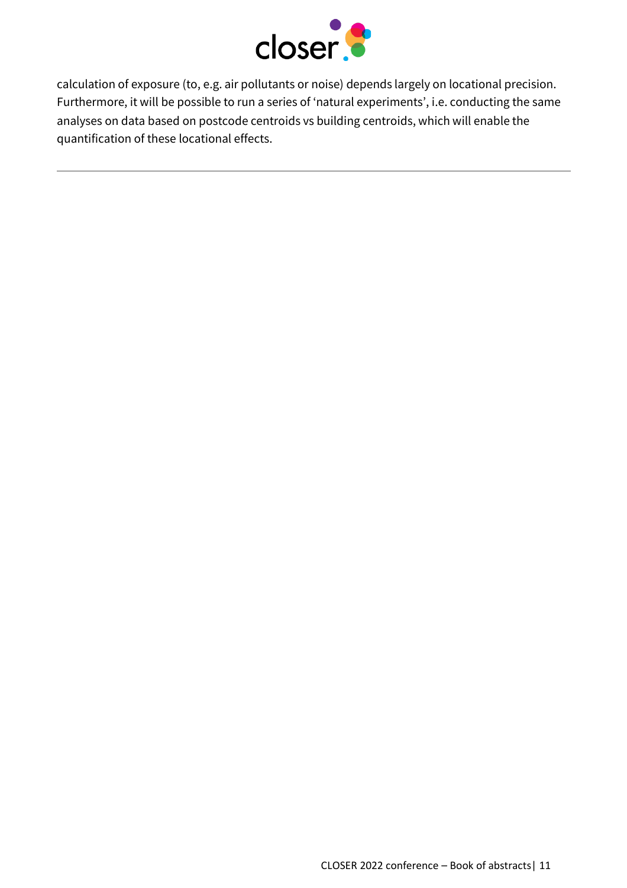calculation of exposure (to, e.g. air pollutants or noise) depends largely on locational precision. Furthermore, it will be possible to run a series of 'natural experiments', i.e. conducting the same analyses on data based on postcode centroids vs building centroids, which will enable the quantification of these locational effects.

---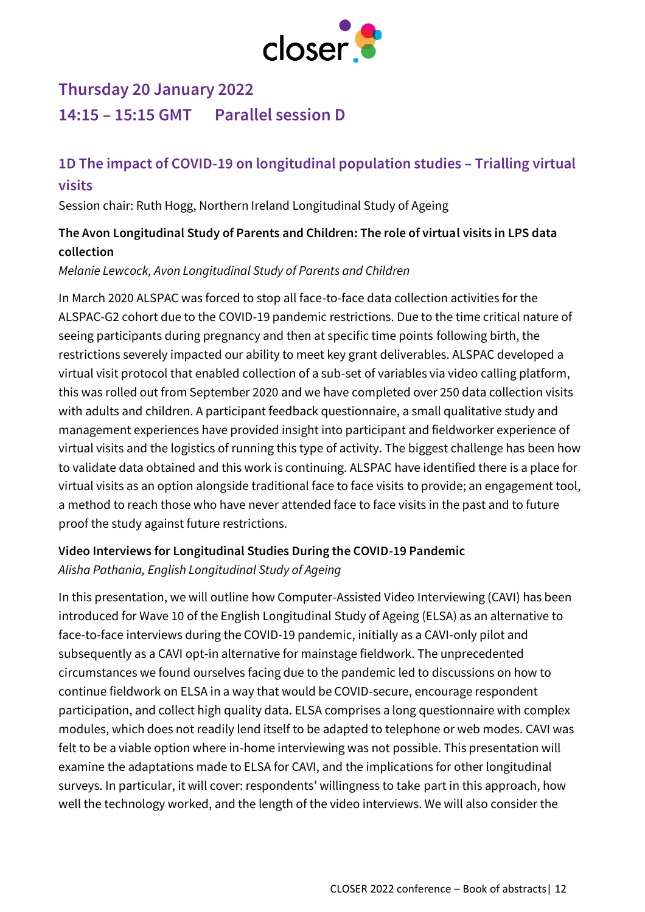## Thursday 20 January 2022

## 14:15 – 15:15 GMT    Parallel session D

### 1D The impact of COVID-19 on longitudinal population studies – Trialling virtual visits

Session chair: Ruth Hogg, Northern Ireland Longitudinal Study of Ageing

**The Avon Longitudinal Study of Parents and Children: The role of virtual visits in LPS data collection**

*Melanie Lewcock, Avon Longitudinal Study of Parents and Children*

In March 2020 ALSPAC was forced to stop all face-to-face data collection activities for the ALSPAC-G2 cohort due to the COVID-19 pandemic restrictions. Due to the time critical nature of seeing participants during pregnancy and then at specific time points following birth, the restrictions severely impacted our ability to meet key grant deliverables. ALSPAC developed a virtual visit protocol that enabled collection of a sub-set of variables via video calling platform, this was rolled out from September 2020 and we have completed over 250 data collection visits with adults and children. A participant feedback questionnaire, a small qualitative study and management experiences have provided insight into participant and fieldworker experience of virtual visits and the logistics of running this type of activity. The biggest challenge has been how to validate data obtained and this work is continuing. ALSPAC have identified there is a place for virtual visits as an option alongside traditional face to face visits to provide; an engagement tool, a method to reach those who have never attended face to face visits in the past and to future proof the study against future restrictions.

**Video Interviews for Longitudinal Studies During the COVID-19 Pandemic**

*Alisha Pathania, English Longitudinal Study of Ageing*

In this presentation, we will outline how Computer-Assisted Video Interviewing (CAVI) has been introduced for Wave 10 of the English Longitudinal Study of Ageing (ELSA) as an alternative to face-to-face interviews during the COVID-19 pandemic, initially as a CAVI-only pilot and subsequently as a CAVI opt-in alternative for mainstage fieldwork. The unprecedented circumstances we found ourselves facing due to the pandemic led to discussions on how to continue fieldwork on ELSA in a way that would be COVID-secure, encourage respondent participation, and collect high quality data. ELSA comprises a long questionnaire with complex modules, which does not readily lend itself to be adapted to telephone or web modes. CAVI was felt to be a viable option where in-home interviewing was not possible. This presentation will examine the adaptations made to ELSA for CAVI, and the implications for other longitudinal surveys. In particular, it will cover: respondents' willingness to take part in this approach, how well the technology worked, and the length of the video interviews. We will also consider the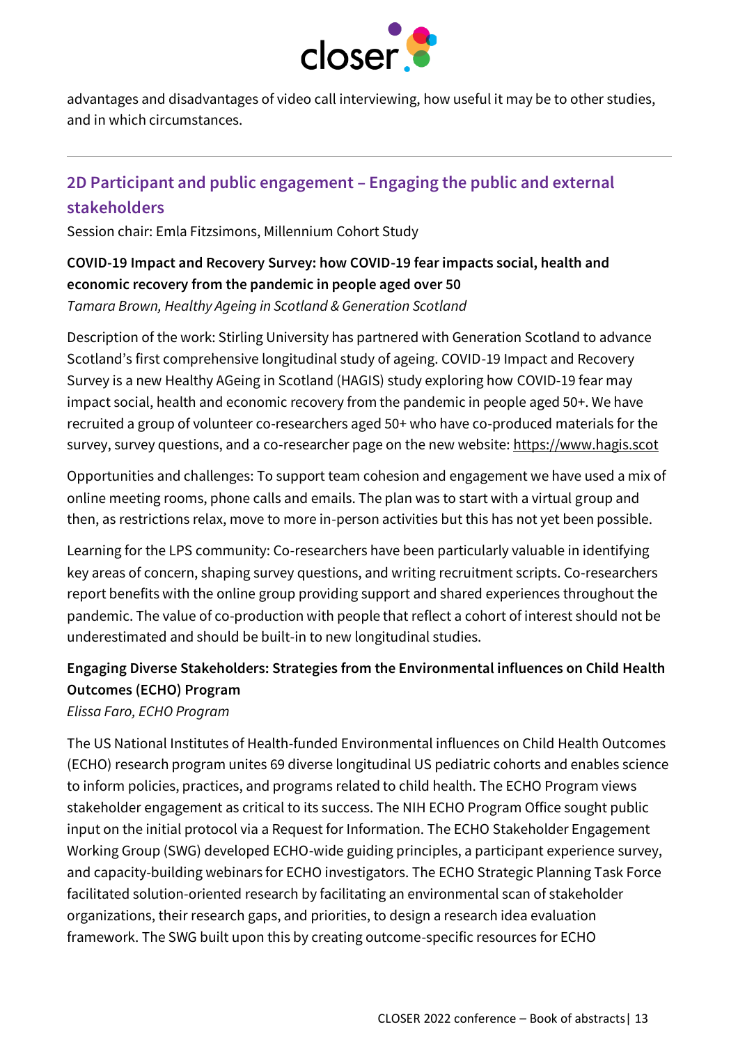advantages and disadvantages of video call interviewing, how useful it may be to other studies, and in which circumstances.

---

## 2D Participant and public engagement – Engaging the public and external stakeholders

Session chair: Emla Fitzsimons, Millennium Cohort Study

**COVID-19 Impact and Recovery Survey: how COVID-19 fear impacts social, health and economic recovery from the pandemic in people aged over 50**

*Tamara Brown, Healthy Ageing in Scotland & Generation Scotland*

Description of the work: Stirling University has partnered with Generation Scotland to advance Scotland's first comprehensive longitudinal study of ageing. COVID-19 Impact and Recovery Survey is a new Healthy AGeing in Scotland (HAGIS) study exploring how COVID-19 fear may impact social, health and economic recovery from the pandemic in people aged 50+. We have recruited a group of volunteer co-researchers aged 50+ who have co-produced materials for the survey, survey questions, and a co-researcher page on the new website: https://www.hagis.scot

Opportunities and challenges: To support team cohesion and engagement we have used a mix of online meeting rooms, phone calls and emails. The plan was to start with a virtual group and then, as restrictions relax, move to more in-person activities but this has not yet been possible.

Learning for the LPS community: Co-researchers have been particularly valuable in identifying key areas of concern, shaping survey questions, and writing recruitment scripts. Co-researchers report benefits with the online group providing support and shared experiences throughout the pandemic. The value of co-production with people that reflect a cohort of interest should not be underestimated and should be built-in to new longitudinal studies.

**Engaging Diverse Stakeholders: Strategies from the Environmental influences on Child Health Outcomes (ECHO) Program**

*Elissa Faro, ECHO Program*

The US National Institutes of Health-funded Environmental influences on Child Health Outcomes (ECHO) research program unites 69 diverse longitudinal US pediatric cohorts and enables science to inform policies, practices, and programs related to child health. The ECHO Program views stakeholder engagement as critical to its success. The NIH ECHO Program Office sought public input on the initial protocol via a Request for Information. The ECHO Stakeholder Engagement Working Group (SWG) developed ECHO-wide guiding principles, a participant experience survey, and capacity-building webinars for ECHO investigators. The ECHO Strategic Planning Task Force facilitated solution-oriented research by facilitating an environmental scan of stakeholder organizations, their research gaps, and priorities, to design a research idea evaluation framework. The SWG built upon this by creating outcome-specific resources for ECHO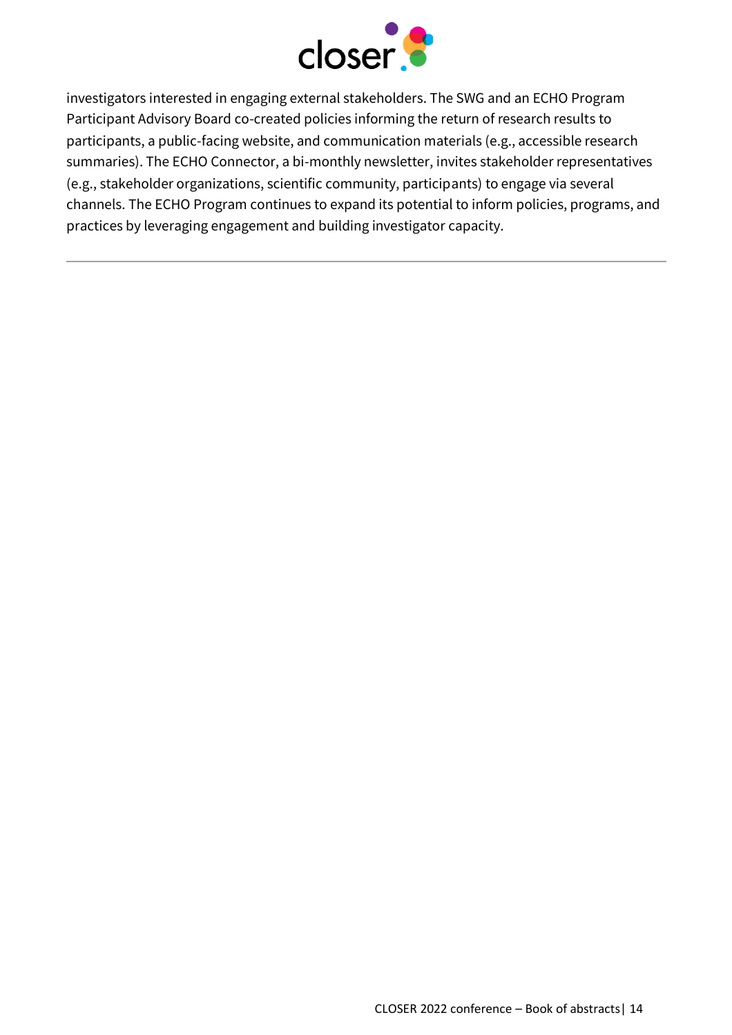investigators interested in engaging external stakeholders. The SWG and an ECHO Program Participant Advisory Board co-created policies informing the return of research results to participants, a public-facing website, and communication materials (e.g., accessible research summaries). The ECHO Connector, a bi-monthly newsletter, invites stakeholder representatives (e.g., stakeholder organizations, scientific community, participants) to engage via several channels. The ECHO Program continues to expand its potential to inform policies, programs, and practices by leveraging engagement and building investigator capacity.

---